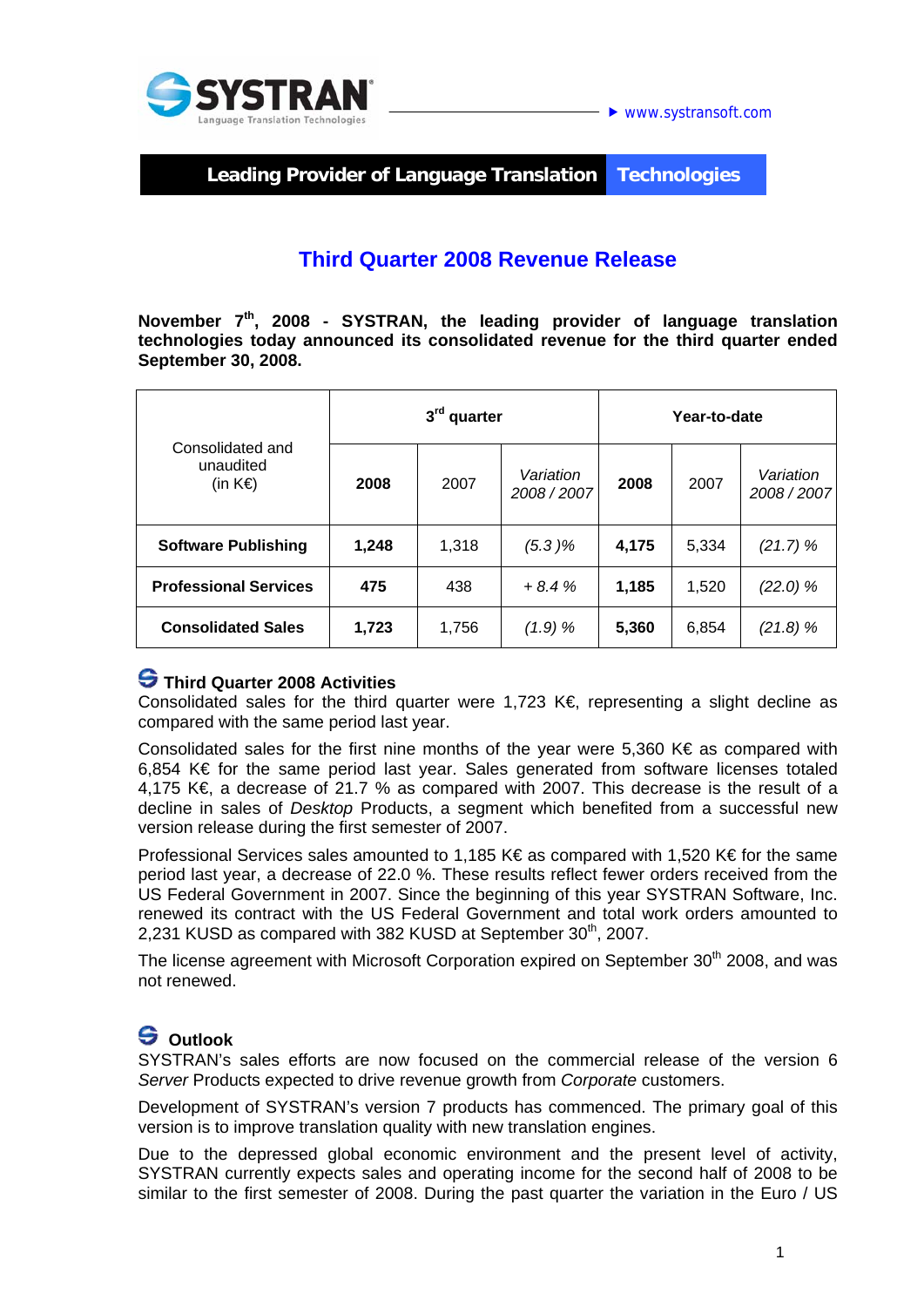SYSTRAN
Language Translation Technologies

www.systransoft.com

**Leading Provider of Language Translation Technologies**

# Third Quarter 2008 Revenue Release

**November 7th, 2008 - SYSTRAN, the leading provider of language translation technologies today announced its consolidated revenue for the third quarter ended September 30, 2008.**

| Consolidated and unaudited (in K€) | 3rd quarter | | | Year-to-date | | |
|---|---|---|---|---|---|---|
| | **2008** | 2007 | *Variation 2008 / 2007* | **2008** | 2007 | *Variation 2008 / 2007* |
| **Software Publishing** | **1,248** | 1,318 | *(5.3 )%* | **4,175** | 5,334 | *(21.7) %* |
| **Professional Services** | **475** | 438 | *+ 8.4 %* | **1,185** | 1,520 | *(22.0) %* |
| **Consolidated Sales** | **1,723** | 1,756 | *(1.9) %* | **5,360** | 6,854 | *(21.8) %* |

## Third Quarter 2008 Activities

Consolidated sales for the third quarter were 1,723 K€, representing a slight decline as compared with the same period last year.

Consolidated sales for the first nine months of the year were 5,360 K€ as compared with 6,854 K€ for the same period last year. Sales generated from software licenses totaled 4,175 K€, a decrease of 21.7 % as compared with 2007. This decrease is the result of a decline in sales of *Desktop* Products, a segment which benefited from a successful new version release during the first semester of 2007.

Professional Services sales amounted to 1,185 K€ as compared with 1,520 K€ for the same period last year, a decrease of 22.0 %. These results reflect fewer orders received from the US Federal Government in 2007. Since the beginning of this year SYSTRAN Software, Inc. renewed its contract with the US Federal Government and total work orders amounted to 2,231 KUSD as compared with 382 KUSD at September 30th, 2007.

The license agreement with Microsoft Corporation expired on September 30th 2008, and was not renewed.

## Outlook

SYSTRAN's sales efforts are now focused on the commercial release of the version 6 *Server* Products expected to drive revenue growth from *Corporate* customers.

Development of SYSTRAN's version 7 products has commenced. The primary goal of this version is to improve translation quality with new translation engines.

Due to the depressed global economic environment and the present level of activity, SYSTRAN currently expects sales and operating income for the second half of 2008 to be similar to the first semester of 2008. During the past quarter the variation in the Euro / US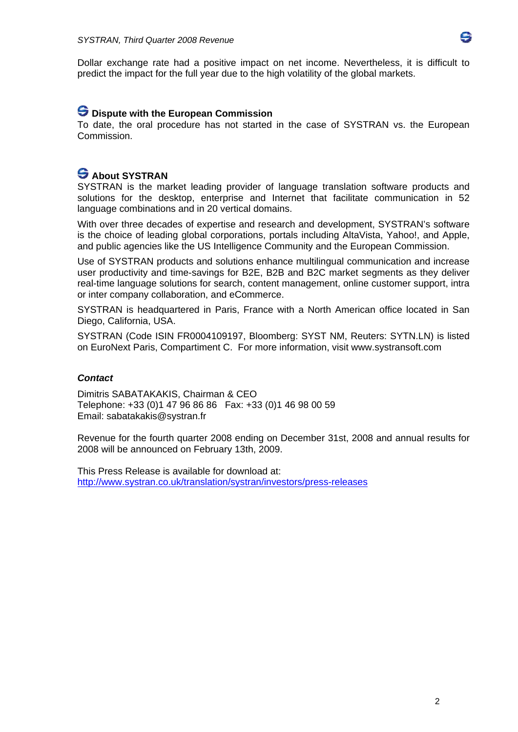Dollar exchange rate had a positive impact on net income. Nevertheless, it is difficult to predict the impact for the full year due to the high volatility of the global markets.

## Dispute with the European Commission

To date, the oral procedure has not started in the case of SYSTRAN vs. the European Commission.

## About SYSTRAN

SYSTRAN is the market leading provider of language translation software products and solutions for the desktop, enterprise and Internet that facilitate communication in 52 language combinations and in 20 vertical domains.

With over three decades of expertise and research and development, SYSTRAN's software is the choice of leading global corporations, portals including AltaVista, Yahoo!, and Apple, and public agencies like the US Intelligence Community and the European Commission.

Use of SYSTRAN products and solutions enhance multilingual communication and increase user productivity and time-savings for B2E, B2B and B2C market segments as they deliver real-time language solutions for search, content management, online customer support, intra or inter company collaboration, and eCommerce.

SYSTRAN is headquartered in Paris, France with a North American office located in San Diego, California, USA.

SYSTRAN (Code ISIN FR0004109197, Bloomberg: SYST NM, Reuters: SYTN.LN) is listed on EuroNext Paris, Compartiment C. For more information, visit www.systransoft.com

***Contact***

Dimitris SABATAKAKIS, Chairman & CEO
Telephone: +33 (0)1 47 96 86 86 Fax: +33 (0)1 46 98 00 59
Email: sabatakakis@systran.fr

Revenue for the fourth quarter 2008 ending on December 31st, 2008 and annual results for 2008 will be announced on February 13th, 2009.

This Press Release is available for download at:
http://www.systran.co.uk/translation/systran/investors/press-releases